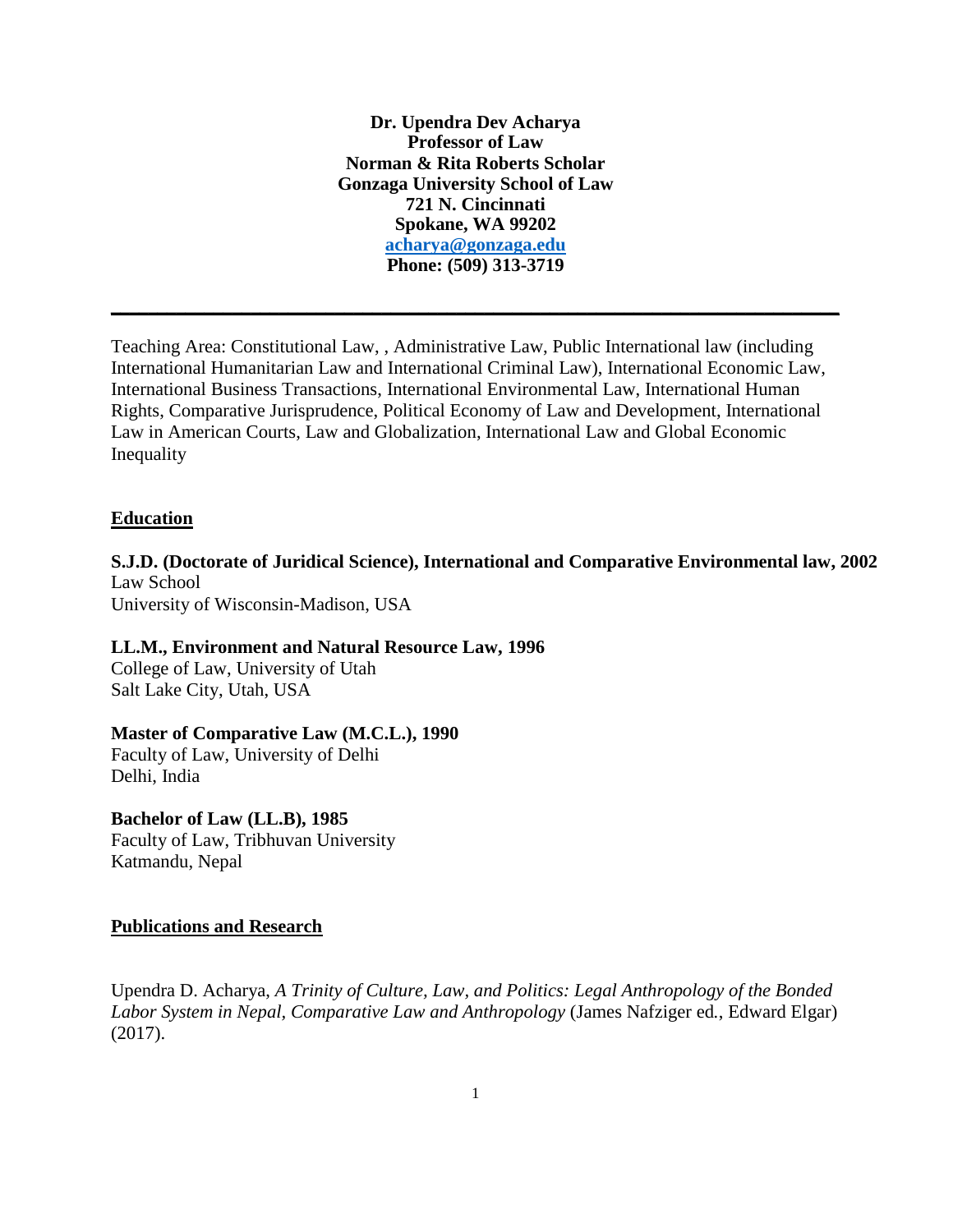**Dr. Upendra Dev Acharya**
**Professor of Law**
**Norman & Rita Roberts Scholar**
**Gonzaga University School of Law**
**721 N. Cincinnati**
**Spokane, WA 99202**
**[acharya@gonzaga.edu](mailto:acharya@gonzaga.edu)**
**Phone: (509) 313-3719**

---

Teaching Area: Constitutional Law, , Administrative Law, Public International law (including International Humanitarian Law and International Criminal Law), International Economic Law, International Business Transactions, International Environmental Law, International Human Rights, Comparative Jurisprudence, Political Economy of Law and Development, International Law in American Courts, Law and Globalization, International Law and Global Economic Inequality

## Education

**S.J.D. (Doctorate of Juridical Science), International and Comparative Environmental law, 2002**
Law School
University of Wisconsin-Madison, USA

**LL.M., Environment and Natural Resource Law, 1996**
College of Law, University of Utah
Salt Lake City, Utah, USA

**Master of Comparative Law (M.C.L.), 1990**
Faculty of Law, University of Delhi
Delhi, India

**Bachelor of Law (LL.B), 1985**
Faculty of Law, Tribhuvan University
Katmandu, Nepal

## Publications and Research

Upendra D. Acharya, *A Trinity of Culture, Law, and Politics: Legal Anthropology of the Bonded Labor System in Nepal*, *Comparative Law and Anthropology* (James Nafziger ed., Edward Elgar) (2017).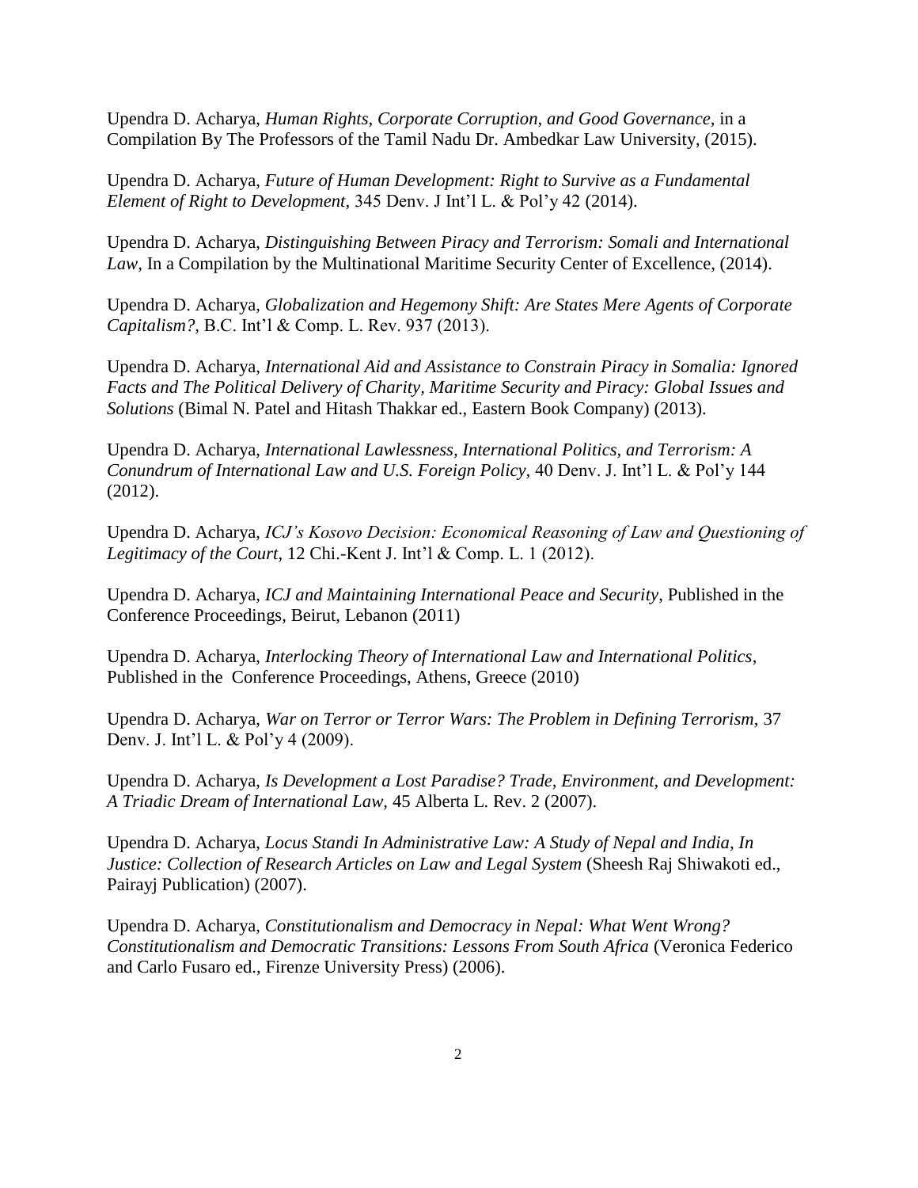Upendra D. Acharya, *Human Rights, Corporate Corruption, and Good Governance*, in a Compilation By The Professors of the Tamil Nadu Dr. Ambedkar Law University, (2015).

Upendra D. Acharya, *Future of Human Development: Right to Survive as a Fundamental Element of Right to Development*, 345 Denv. J Int'l L. & Pol'y 42 (2014).

Upendra D. Acharya, *Distinguishing Between Piracy and Terrorism: Somali and International Law*, In a Compilation by the Multinational Maritime Security Center of Excellence, (2014).

Upendra D. Acharya, *Globalization and Hegemony Shift: Are States Mere Agents of Corporate Capitalism?*, B.C. Int'l & Comp. L. Rev. 937 (2013).

Upendra D. Acharya, *International Aid and Assistance to Constrain Piracy in Somalia: Ignored Facts and The Political Delivery of Charity, Maritime Security and Piracy: Global Issues and Solutions* (Bimal N. Patel and Hitash Thakkar ed., Eastern Book Company) (2013).

Upendra D. Acharya, *International Lawlessness, International Politics, and Terrorism: A Conundrum of International Law and U.S. Foreign Policy*, 40 Denv. J. Int'l L. & Pol'y 144 (2012).

Upendra D. Acharya, *ICJ's Kosovo Decision: Economical Reasoning of Law and Questioning of Legitimacy of the Court*, 12 Chi.-Kent J. Int'l & Comp. L. 1 (2012).

Upendra D. Acharya, *ICJ and Maintaining International Peace and Security*, Published in the Conference Proceedings, Beirut, Lebanon (2011)

Upendra D. Acharya, *Interlocking Theory of International Law and International Politics*, Published in the Conference Proceedings, Athens, Greece (2010)

Upendra D. Acharya, *War on Terror or Terror Wars: The Problem in Defining Terrorism*, 37 Denv. J. Int'l L. & Pol'y 4 (2009).

Upendra D. Acharya, *Is Development a Lost Paradise? Trade, Environment, and Development: A Triadic Dream of International Law*, 45 Alberta L. Rev. 2 (2007).

Upendra D. Acharya, *Locus Standi In Administrative Law: A Study of Nepal and India, In Justice: Collection of Research Articles on Law and Legal System* (Sheesh Raj Shiwakoti ed., Pairayj Publication) (2007).

Upendra D. Acharya, *Constitutionalism and Democracy in Nepal: What Went Wrong? Constitutionalism and Democratic Transitions: Lessons From South Africa* (Veronica Federico and Carlo Fusaro ed., Firenze University Press) (2006).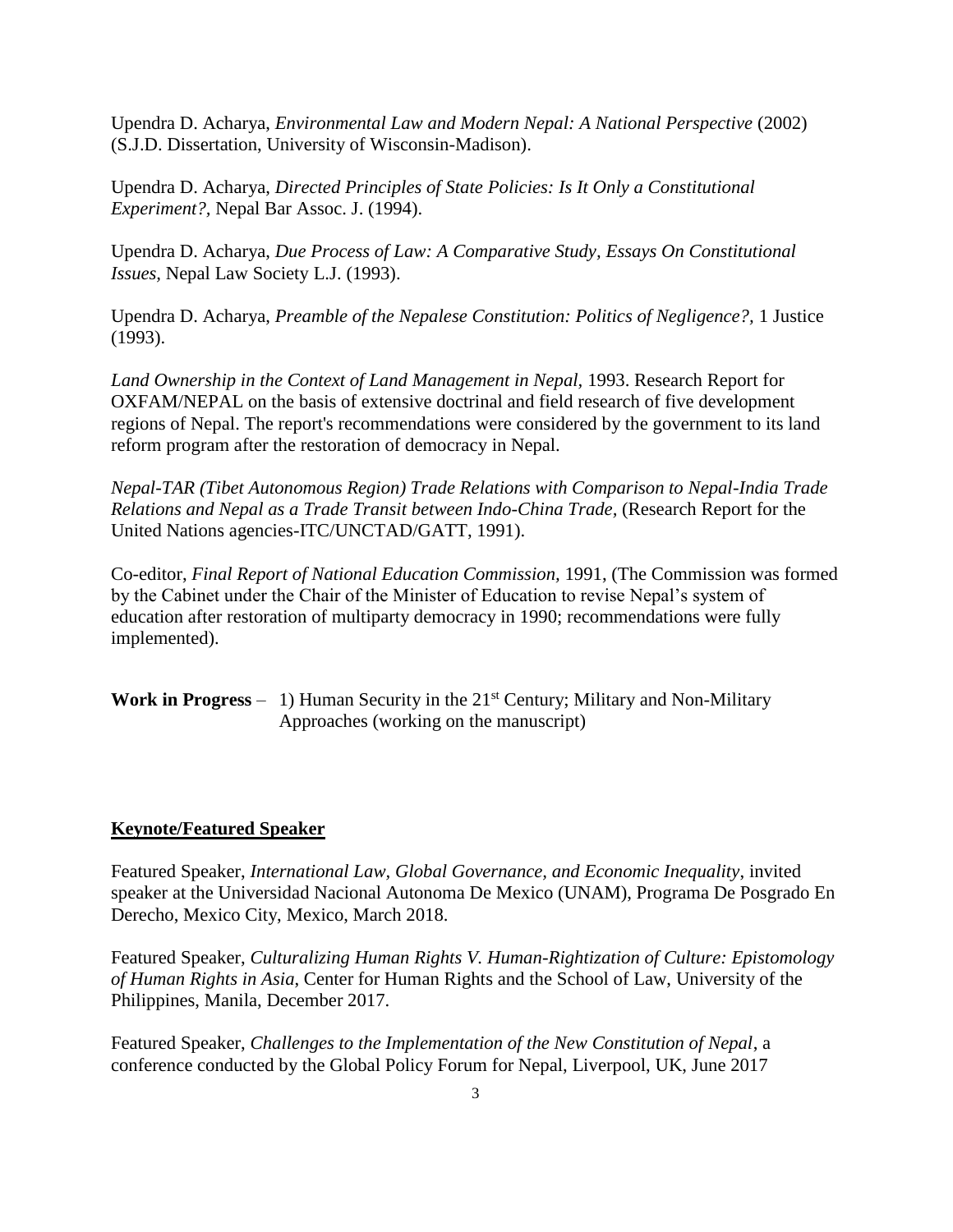Upendra D. Acharya, *Environmental Law and Modern Nepal: A National Perspective* (2002) (S.J.D. Dissertation, University of Wisconsin-Madison).

Upendra D. Acharya, *Directed Principles of State Policies: Is It Only a Constitutional Experiment?*, Nepal Bar Assoc. J. (1994).

Upendra D. Acharya, *Due Process of Law: A Comparative Study, Essays On Constitutional Issues*, Nepal Law Society L.J. (1993).

Upendra D. Acharya, *Preamble of the Nepalese Constitution: Politics of Negligence?,* 1 Justice (1993).

*Land Ownership in the Context of Land Management in Nepal*, 1993. Research Report for OXFAM/NEPAL on the basis of extensive doctrinal and field research of five development regions of Nepal. The report's recommendations were considered by the government to its land reform program after the restoration of democracy in Nepal.

*Nepal-TAR (Tibet Autonomous Region) Trade Relations with Comparison to Nepal-India Trade Relations and Nepal as a Trade Transit between Indo-China Trade*, (Research Report for the United Nations agencies-ITC/UNCTAD/GATT, 1991).

Co-editor, *Final Report of National Education Commission*, 1991, (The Commission was formed by the Cabinet under the Chair of the Minister of Education to revise Nepal's system of education after restoration of multiparty democracy in 1990; recommendations were fully implemented).

**Work in Progress** – 1) Human Security in the 21st Century; Military and Non-Military Approaches (working on the manuscript)

## Keynote/Featured Speaker

Featured Speaker, *International Law, Global Governance, and Economic Inequality*, invited speaker at the Universidad Nacional Autonoma De Mexico (UNAM), Programa De Posgrado En Derecho, Mexico City, Mexico, March 2018.

Featured Speaker, *Culturalizing Human Rights V. Human-Rightization of Culture: Epistomology of Human Rights in Asia*, Center for Human Rights and the School of Law, University of the Philippines, Manila, December 2017.

Featured Speaker, *Challenges to the Implementation of the New Constitution of Nepal*, a conference conducted by the Global Policy Forum for Nepal, Liverpool, UK, June 2017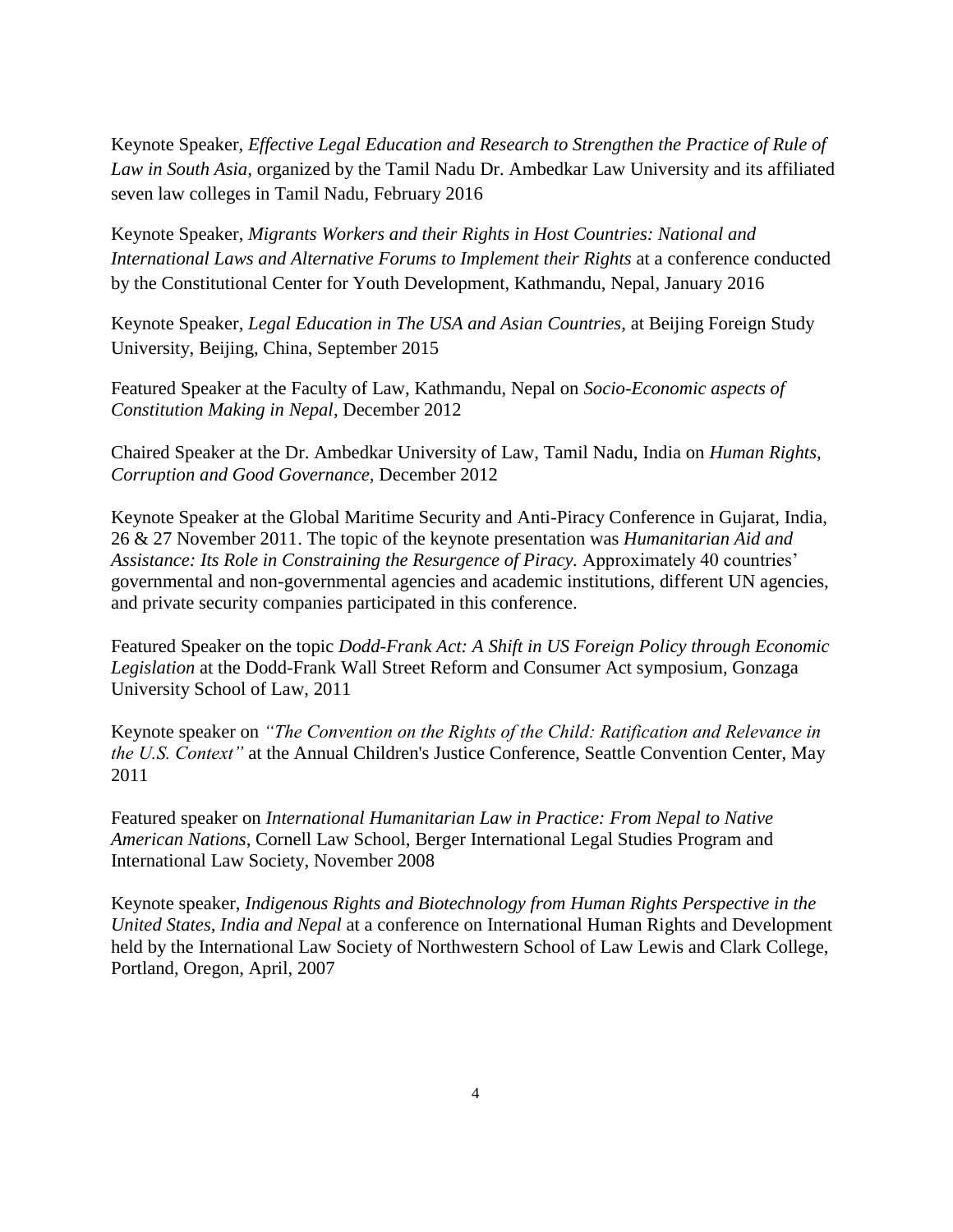Keynote Speaker, *Effective Legal Education and Research to Strengthen the Practice of Rule of Law in South Asia,* organized by the Tamil Nadu Dr. Ambedkar Law University and its affiliated seven law colleges in Tamil Nadu, February 2016

Keynote Speaker, *Migrants Workers and their Rights in Host Countries: National and International Laws and Alternative Forums to Implement their Rights* at a conference conducted by the Constitutional Center for Youth Development, Kathmandu, Nepal, January 2016

Keynote Speaker, *Legal Education in The USA and Asian Countries,* at Beijing Foreign Study University, Beijing, China, September 2015

Featured Speaker at the Faculty of Law, Kathmandu, Nepal on *Socio-Economic aspects of Constitution Making in Nepal*, December 2012

Chaired Speaker at the Dr. Ambedkar University of Law, Tamil Nadu, India on *Human Rights, Corruption and Good Governance,* December 2012

Keynote Speaker at the Global Maritime Security and Anti-Piracy Conference in Gujarat, India, 26 & 27 November 2011. The topic of the keynote presentation was *Humanitarian Aid and Assistance: Its Role in Constraining the Resurgence of Piracy.* Approximately 40 countries' governmental and non-governmental agencies and academic institutions, different UN agencies, and private security companies participated in this conference.

Featured Speaker on the topic *Dodd-Frank Act: A Shift in US Foreign Policy through Economic Legislation* at the Dodd-Frank Wall Street Reform and Consumer Act symposium, Gonzaga University School of Law, 2011

Keynote speaker on *"The Convention on the Rights of the Child: Ratification and Relevance in the U.S. Context"* at the Annual Children's Justice Conference, Seattle Convention Center, May 2011

Featured speaker on *International Humanitarian Law in Practice: From Nepal to Native American Nations*, Cornell Law School, Berger International Legal Studies Program and International Law Society, November 2008

Keynote speaker, *Indigenous Rights and Biotechnology from Human Rights Perspective in the United States, India and Nepal* at a conference on International Human Rights and Development held by the International Law Society of Northwestern School of Law Lewis and Clark College, Portland, Oregon, April, 2007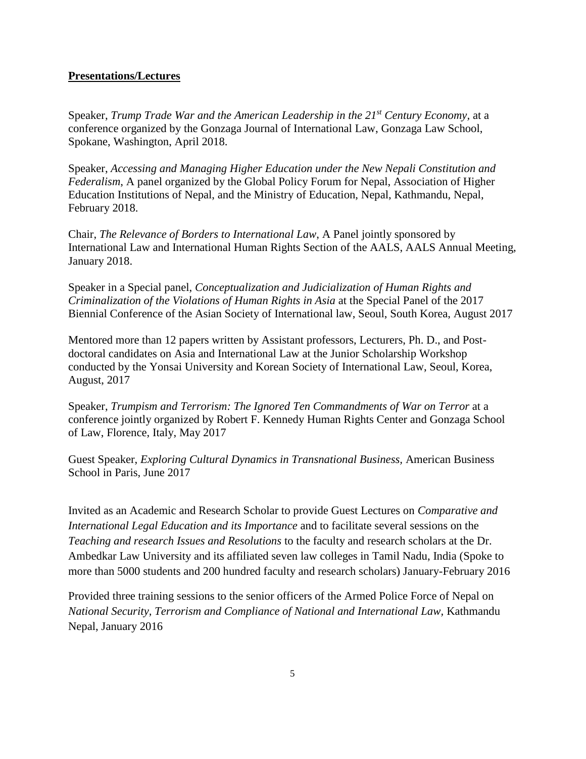**Presentations/Lectures**

Speaker, *Trump Trade War and the American Leadership in the 21st Century Economy,* at a conference organized by the Gonzaga Journal of International Law, Gonzaga Law School, Spokane, Washington, April 2018.

Speaker, *Accessing and Managing Higher Education under the New Nepali Constitution and Federalism*, A panel organized by the Global Policy Forum for Nepal, Association of Higher Education Institutions of Nepal, and the Ministry of Education, Nepal, Kathmandu, Nepal, February 2018.

Chair, *The Relevance of Borders to International Law*, A Panel jointly sponsored by International Law and International Human Rights Section of the AALS, AALS Annual Meeting, January 2018.

Speaker in a Special panel, *Conceptualization and Judicialization of Human Rights and Criminalization of the Violations of Human Rights in Asia* at the Special Panel of the 2017 Biennial Conference of the Asian Society of International law, Seoul, South Korea, August 2017

Mentored more than 12 papers written by Assistant professors, Lecturers, Ph. D., and Post-doctoral candidates on Asia and International Law at the Junior Scholarship Workshop conducted by the Yonsai University and Korean Society of International Law, Seoul, Korea, August, 2017

Speaker, *Trumpism and Terrorism: The Ignored Ten Commandments of War on Terror* at a conference jointly organized by Robert F. Kennedy Human Rights Center and Gonzaga School of Law, Florence, Italy, May 2017

Guest Speaker, *Exploring Cultural Dynamics in Transnational Business,* American Business School in Paris, June 2017

Invited as an Academic and Research Scholar to provide Guest Lectures on *Comparative and International Legal Education and its Importance* and to facilitate several sessions on the *Teaching and research Issues and Resolutions* to the faculty and research scholars at the Dr. Ambedkar Law University and its affiliated seven law colleges in Tamil Nadu, India (Spoke to more than 5000 students and 200 hundred faculty and research scholars) January-February 2016

Provided three training sessions to the senior officers of the Armed Police Force of Nepal on *National Security, Terrorism and Compliance of National and International Law,* Kathmandu Nepal, January 2016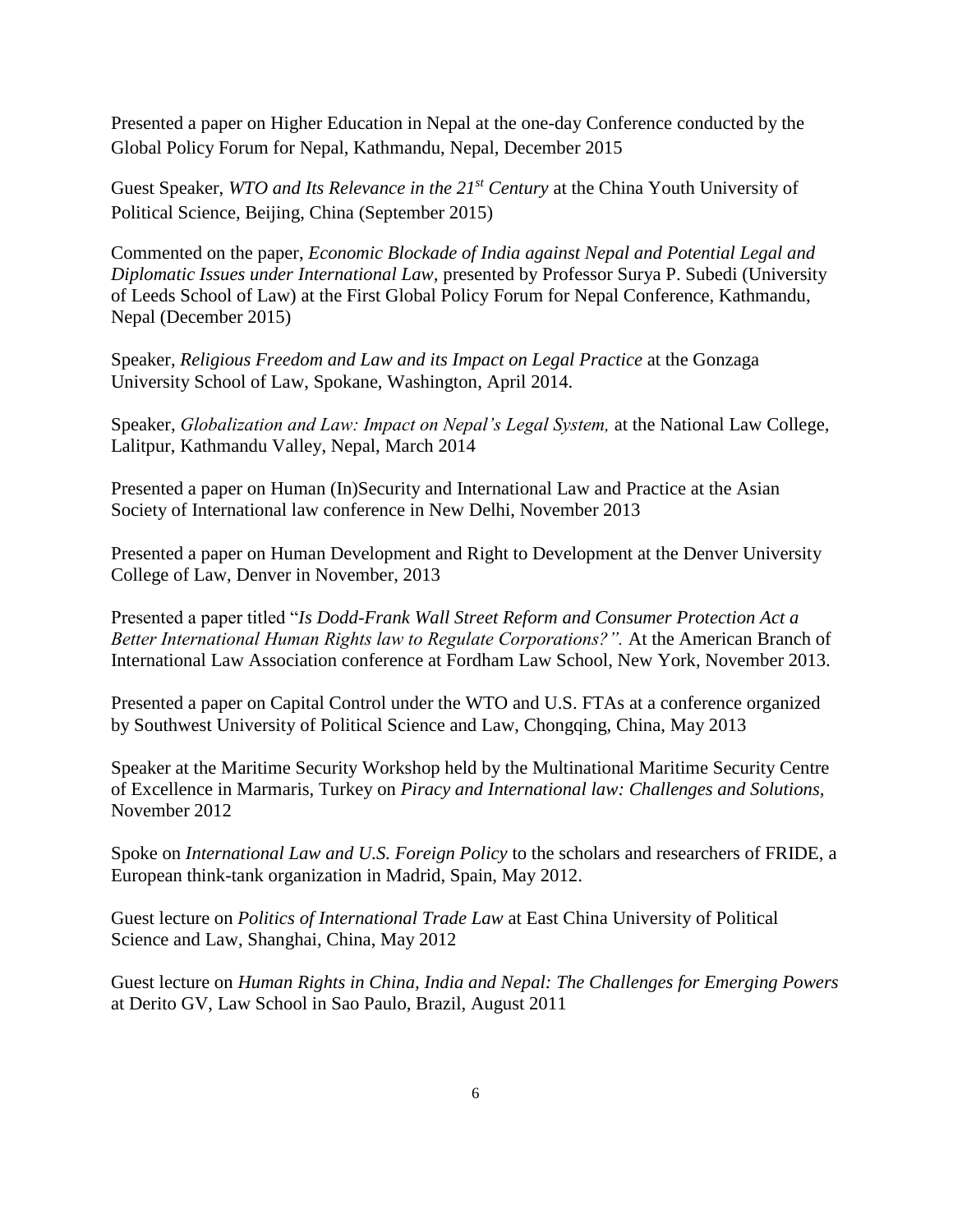Presented a paper on Higher Education in Nepal at the one-day Conference conducted by the Global Policy Forum for Nepal, Kathmandu, Nepal, December 2015

Guest Speaker, *WTO and Its Relevance in the 21st Century* at the China Youth University of Political Science, Beijing, China (September 2015)

Commented on the paper, *Economic Blockade of India against Nepal and Potential Legal and Diplomatic Issues under International Law*, presented by Professor Surya P. Subedi (University of Leeds School of Law) at the First Global Policy Forum for Nepal Conference, Kathmandu, Nepal (December 2015)

Speaker, *Religious Freedom and Law and its Impact on Legal Practice* at the Gonzaga University School of Law, Spokane, Washington, April 2014.

Speaker, *Globalization and Law: Impact on Nepal's Legal System,* at the National Law College, Lalitpur, Kathmandu Valley, Nepal, March 2014

Presented a paper on Human (In)Security and International Law and Practice at the Asian Society of International law conference in New Delhi, November 2013

Presented a paper on Human Development and Right to Development at the Denver University College of Law, Denver in November, 2013

Presented a paper titled "*Is Dodd-Frank Wall Street Reform and Consumer Protection Act a Better International Human Rights law to Regulate Corporations?".* At the American Branch of International Law Association conference at Fordham Law School, New York, November 2013.

Presented a paper on Capital Control under the WTO and U.S. FTAs at a conference organized by Southwest University of Political Science and Law, Chongqing, China, May 2013

Speaker at the Maritime Security Workshop held by the Multinational Maritime Security Centre of Excellence in Marmaris, Turkey on *Piracy and International law: Challenges and Solutions,* November 2012

Spoke on *International Law and U.S. Foreign Policy* to the scholars and researchers of FRIDE, a European think-tank organization in Madrid, Spain, May 2012.

Guest lecture on *Politics of International Trade Law* at East China University of Political Science and Law, Shanghai, China, May 2012

Guest lecture on *Human Rights in China, India and Nepal: The Challenges for Emerging Powers* at Derito GV, Law School in Sao Paulo, Brazil, August 2011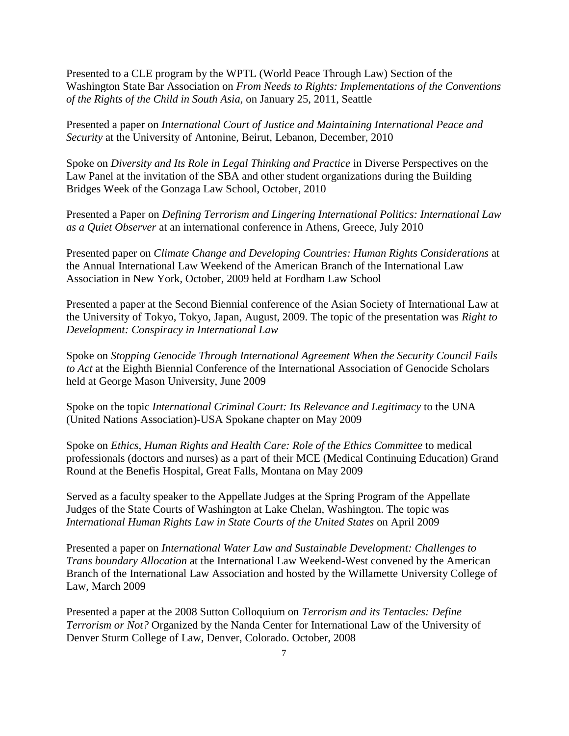Presented to a CLE program by the WPTL (World Peace Through Law) Section of the Washington State Bar Association on *From Needs to Rights: Implementations of the Conventions of the Rights of the Child in South Asia,* on January 25, 2011, Seattle

Presented a paper on *International Court of Justice and Maintaining International Peace and Security* at the University of Antonine, Beirut, Lebanon, December, 2010

Spoke on *Diversity and Its Role in Legal Thinking and Practice* in Diverse Perspectives on the Law Panel at the invitation of the SBA and other student organizations during the Building Bridges Week of the Gonzaga Law School, October, 2010

Presented a Paper on *Defining Terrorism and Lingering International Politics: International Law as a Quiet Observer* at an international conference in Athens, Greece, July 2010

Presented paper on *Climate Change and Developing Countries: Human Rights Considerations* at the Annual International Law Weekend of the American Branch of the International Law Association in New York, October, 2009 held at Fordham Law School

Presented a paper at the Second Biennial conference of the Asian Society of International Law at the University of Tokyo, Tokyo, Japan, August, 2009. The topic of the presentation was *Right to Development: Conspiracy in International Law*

Spoke on *Stopping Genocide Through International Agreement When the Security Council Fails to Act* at the Eighth Biennial Conference of the International Association of Genocide Scholars held at George Mason University, June 2009

Spoke on the topic *International Criminal Court: Its Relevance and Legitimacy* to the UNA (United Nations Association)-USA Spokane chapter on May 2009

Spoke on *Ethics, Human Rights and Health Care: Role of the Ethics Committee* to medical professionals (doctors and nurses) as a part of their MCE (Medical Continuing Education) Grand Round at the Benefis Hospital, Great Falls, Montana on May 2009

Served as a faculty speaker to the Appellate Judges at the Spring Program of the Appellate Judges of the State Courts of Washington at Lake Chelan, Washington. The topic was *International Human Rights Law in State Courts of the United States* on April 2009

Presented a paper on *International Water Law and Sustainable Development: Challenges to Trans boundary Allocation* at the International Law Weekend-West convened by the American Branch of the International Law Association and hosted by the Willamette University College of Law, March 2009

Presented a paper at the 2008 Sutton Colloquium on *Terrorism and its Tentacles: Define Terrorism or Not?* Organized by the Nanda Center for International Law of the University of Denver Sturm College of Law, Denver, Colorado. October, 2008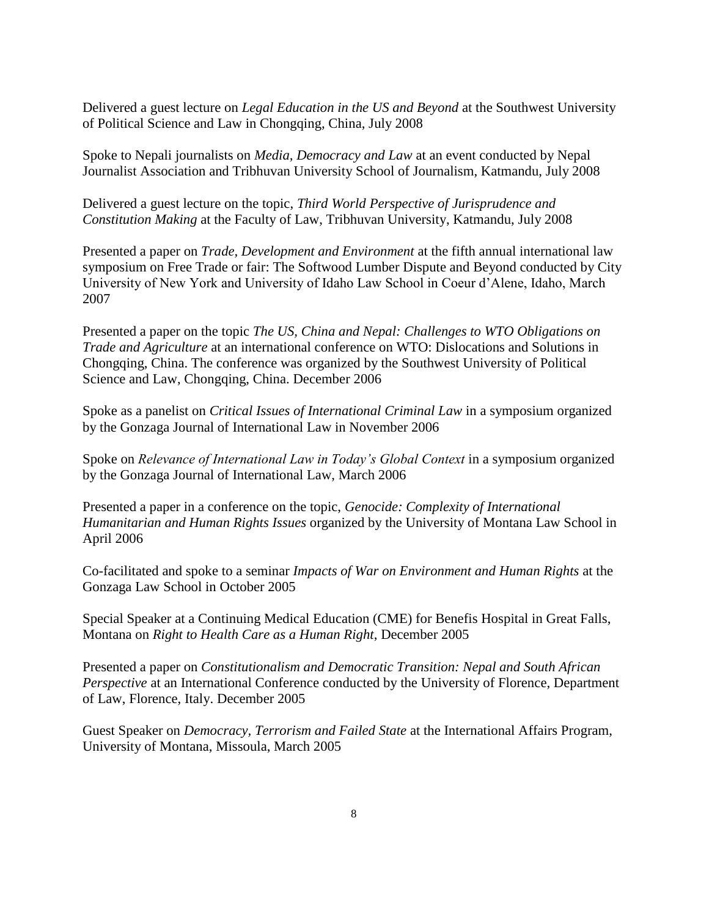Delivered a guest lecture on *Legal Education in the US and Beyond* at the Southwest University of Political Science and Law in Chongqing, China, July 2008

Spoke to Nepali journalists on *Media, Democracy and Law* at an event conducted by Nepal Journalist Association and Tribhuvan University School of Journalism, Katmandu, July 2008

Delivered a guest lecture on the topic, *Third World Perspective of Jurisprudence and Constitution Making* at the Faculty of Law, Tribhuvan University, Katmandu, July 2008

Presented a paper on *Trade, Development and Environment* at the fifth annual international law symposium on Free Trade or fair: The Softwood Lumber Dispute and Beyond conducted by City University of New York and University of Idaho Law School in Coeur d'Alene, Idaho, March 2007

Presented a paper on the topic *The US, China and Nepal: Challenges to WTO Obligations on Trade and Agriculture* at an international conference on WTO: Dislocations and Solutions in Chongqing, China. The conference was organized by the Southwest University of Political Science and Law, Chongqing, China. December 2006

Spoke as a panelist on *Critical Issues of International Criminal Law* in a symposium organized by the Gonzaga Journal of International Law in November 2006

Spoke on *Relevance of International Law in Today's Global Context* in a symposium organized by the Gonzaga Journal of International Law, March 2006

Presented a paper in a conference on the topic, *Genocide: Complexity of International Humanitarian and Human Rights Issues* organized by the University of Montana Law School in April 2006

Co-facilitated and spoke to a seminar *Impacts of War on Environment and Human Rights* at the Gonzaga Law School in October 2005

Special Speaker at a Continuing Medical Education (CME) for Benefis Hospital in Great Falls, Montana on *Right to Health Care as a Human Right*, December 2005

Presented a paper on *Constitutionalism and Democratic Transition: Nepal and South African Perspective* at an International Conference conducted by the University of Florence, Department of Law, Florence, Italy. December 2005

Guest Speaker on *Democracy, Terrorism and Failed State* at the International Affairs Program, University of Montana, Missoula, March 2005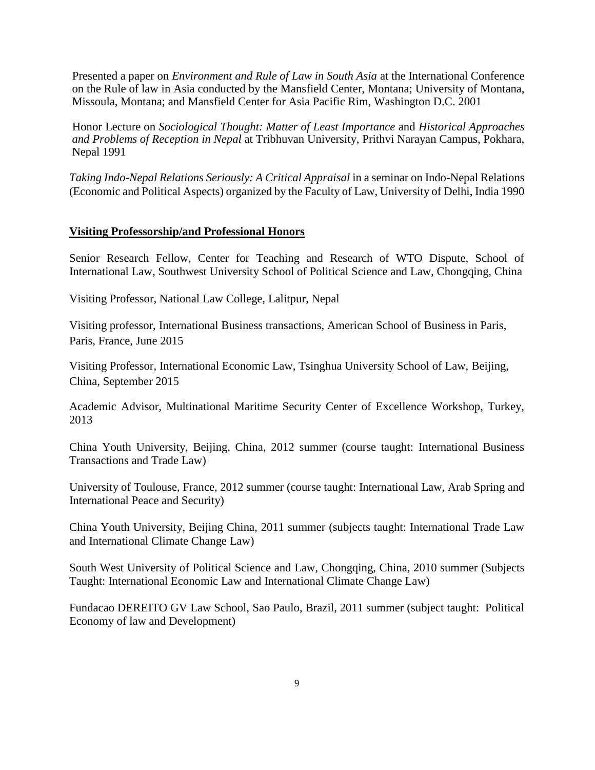Presented a paper on *Environment and Rule of Law in South Asia* at the International Conference on the Rule of law in Asia conducted by the Mansfield Center, Montana; University of Montana, Missoula, Montana; and Mansfield Center for Asia Pacific Rim, Washington D.C. 2001

Honor Lecture on *Sociological Thought: Matter of Least Importance* and *Historical Approaches and Problems of Reception in Nepal* at Tribhuvan University, Prithvi Narayan Campus, Pokhara, Nepal 1991

*Taking Indo-Nepal Relations Seriously: A Critical Appraisal* in a seminar on Indo-Nepal Relations (Economic and Political Aspects) organized by the Faculty of Law, University of Delhi, India 1990

## **Visiting Professorship/and Professional Honors**

Senior Research Fellow, Center for Teaching and Research of WTO Dispute, School of International Law, Southwest University School of Political Science and Law, Chongqing, China

Visiting Professor, National Law College, Lalitpur, Nepal

Visiting professor, International Business transactions, American School of Business in Paris, Paris, France, June 2015

Visiting Professor, International Economic Law, Tsinghua University School of Law, Beijing, China, September 2015

Academic Advisor, Multinational Maritime Security Center of Excellence Workshop, Turkey, 2013

China Youth University, Beijing, China, 2012 summer (course taught: International Business Transactions and Trade Law)

University of Toulouse, France, 2012 summer (course taught: International Law, Arab Spring and International Peace and Security)

China Youth University, Beijing China, 2011 summer (subjects taught: International Trade Law and International Climate Change Law)

South West University of Political Science and Law, Chongqing, China, 2010 summer (Subjects Taught: International Economic Law and International Climate Change Law)

Fundacao DEREITO GV Law School, Sao Paulo, Brazil, 2011 summer (subject taught: Political Economy of law and Development)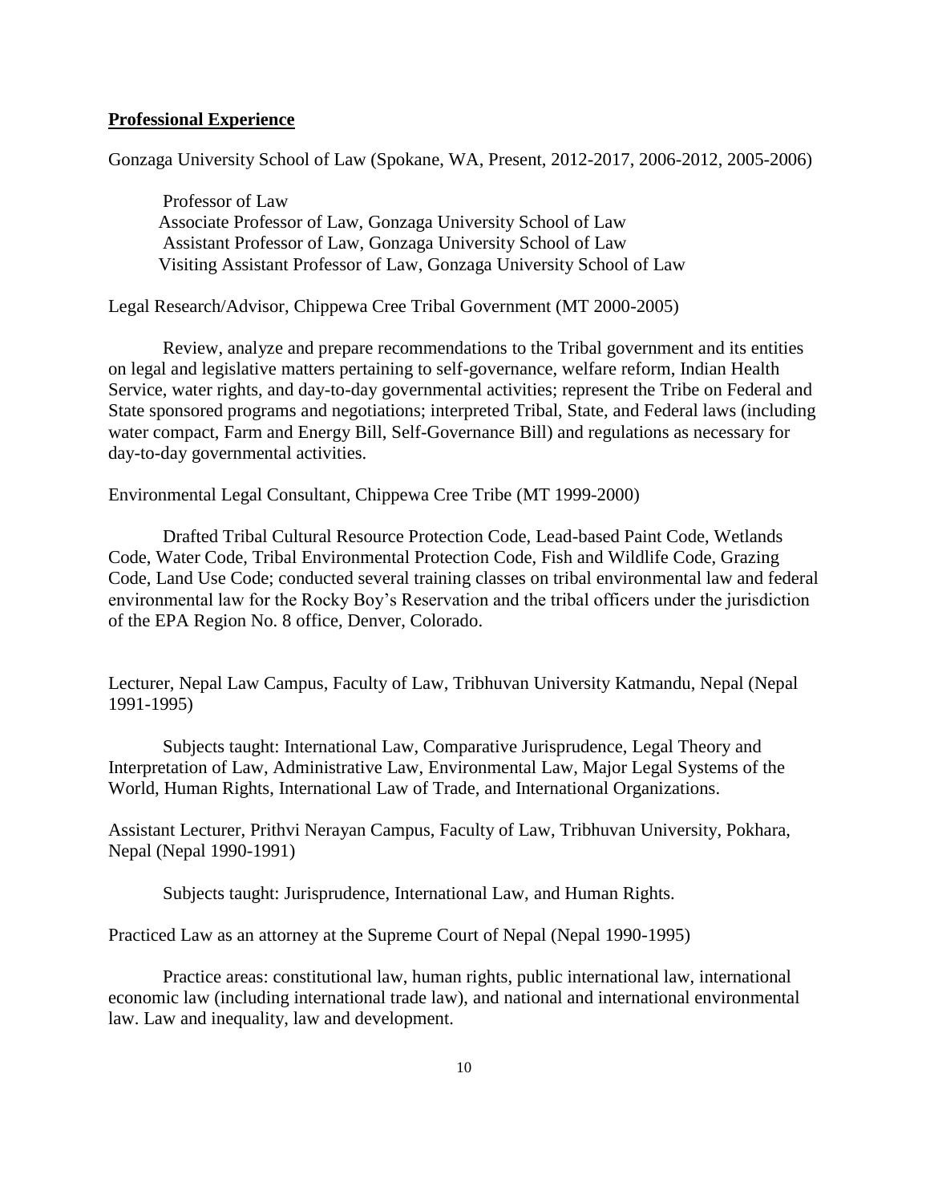## **Professional Experience**

Gonzaga University School of Law (Spokane, WA, Present, 2012-2017, 2006-2012, 2005-2006)

Professor of Law
Associate Professor of Law, Gonzaga University School of Law
Assistant Professor of Law, Gonzaga University School of Law
Visiting Assistant Professor of Law, Gonzaga University School of Law

Legal Research/Advisor, Chippewa Cree Tribal Government (MT 2000-2005)

Review, analyze and prepare recommendations to the Tribal government and its entities on legal and legislative matters pertaining to self-governance, welfare reform, Indian Health Service, water rights, and day-to-day governmental activities; represent the Tribe on Federal and State sponsored programs and negotiations; interpreted Tribal, State, and Federal laws (including water compact, Farm and Energy Bill, Self-Governance Bill) and regulations as necessary for day-to-day governmental activities.

Environmental Legal Consultant, Chippewa Cree Tribe (MT 1999-2000)

Drafted Tribal Cultural Resource Protection Code, Lead-based Paint Code, Wetlands Code, Water Code, Tribal Environmental Protection Code, Fish and Wildlife Code, Grazing Code, Land Use Code; conducted several training classes on tribal environmental law and federal environmental law for the Rocky Boy's Reservation and the tribal officers under the jurisdiction of the EPA Region No. 8 office, Denver, Colorado.

Lecturer, Nepal Law Campus, Faculty of Law, Tribhuvan University Katmandu, Nepal (Nepal 1991-1995)

Subjects taught: International Law, Comparative Jurisprudence, Legal Theory and Interpretation of Law, Administrative Law, Environmental Law, Major Legal Systems of the World, Human Rights, International Law of Trade, and International Organizations.

Assistant Lecturer, Prithvi Nerayan Campus, Faculty of Law, Tribhuvan University, Pokhara, Nepal (Nepal 1990-1991)

Subjects taught: Jurisprudence, International Law, and Human Rights.

Practiced Law as an attorney at the Supreme Court of Nepal (Nepal 1990-1995)

Practice areas: constitutional law, human rights, public international law, international economic law (including international trade law), and national and international environmental law. Law and inequality, law and development.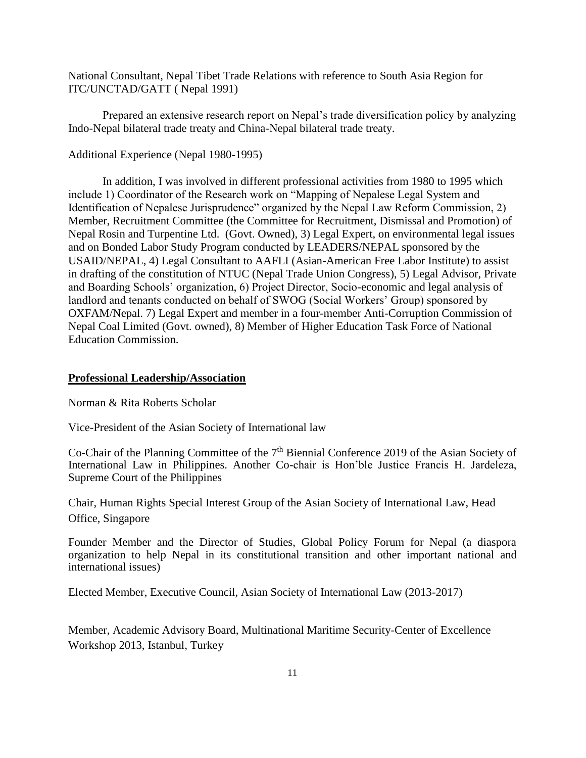National Consultant, Nepal Tibet Trade Relations with reference to South Asia Region for ITC/UNCTAD/GATT ( Nepal 1991)

Prepared an extensive research report on Nepal's trade diversification policy by analyzing Indo-Nepal bilateral trade treaty and China-Nepal bilateral trade treaty.

Additional Experience (Nepal 1980-1995)

In addition, I was involved in different professional activities from 1980 to 1995 which include 1) Coordinator of the Research work on "Mapping of Nepalese Legal System and Identification of Nepalese Jurisprudence" organized by the Nepal Law Reform Commission, 2) Member, Recruitment Committee (the Committee for Recruitment, Dismissal and Promotion) of Nepal Rosin and Turpentine Ltd. (Govt. Owned), 3) Legal Expert, on environmental legal issues and on Bonded Labor Study Program conducted by LEADERS/NEPAL sponsored by the USAID/NEPAL, 4) Legal Consultant to AAFLI (Asian-American Free Labor Institute) to assist in drafting of the constitution of NTUC (Nepal Trade Union Congress), 5) Legal Advisor, Private and Boarding Schools' organization, 6) Project Director, Socio-economic and legal analysis of landlord and tenants conducted on behalf of SWOG (Social Workers' Group) sponsored by OXFAM/Nepal. 7) Legal Expert and member in a four-member Anti-Corruption Commission of Nepal Coal Limited (Govt. owned), 8) Member of Higher Education Task Force of National Education Commission.

## Professional Leadership/Association

Norman & Rita Roberts Scholar

Vice-President of the Asian Society of International law

Co-Chair of the Planning Committee of the 7th Biennial Conference 2019 of the Asian Society of International Law in Philippines. Another Co-chair is Hon'ble Justice Francis H. Jardeleza, Supreme Court of the Philippines

Chair, Human Rights Special Interest Group of the Asian Society of International Law, Head Office, Singapore

Founder Member and the Director of Studies, Global Policy Forum for Nepal (a diaspora organization to help Nepal in its constitutional transition and other important national and international issues)

Elected Member, Executive Council, Asian Society of International Law (2013-2017)

Member, Academic Advisory Board, Multinational Maritime Security-Center of Excellence Workshop 2013, Istanbul, Turkey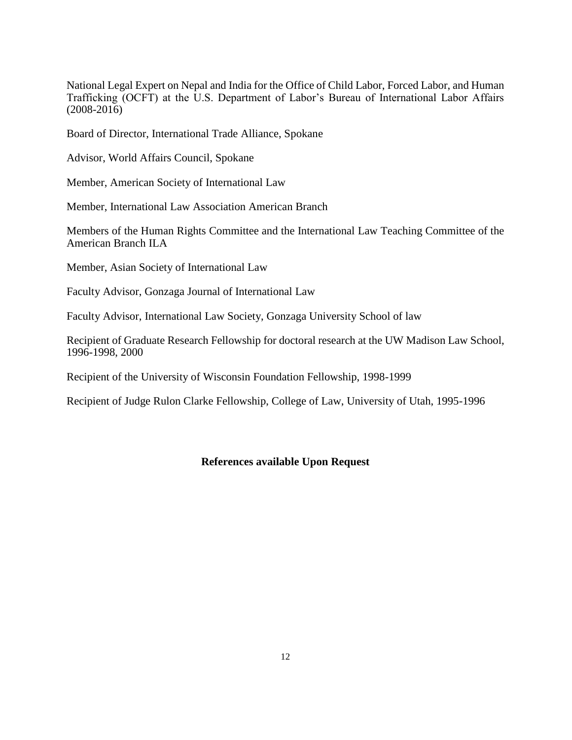National Legal Expert on Nepal and India for the Office of Child Labor, Forced Labor, and Human Trafficking (OCFT) at the U.S. Department of Labor's Bureau of International Labor Affairs (2008-2016)

Board of Director, International Trade Alliance, Spokane

Advisor, World Affairs Council, Spokane

Member, American Society of International Law

Member, International Law Association American Branch

Members of the Human Rights Committee and the International Law Teaching Committee of the American Branch ILA

Member, Asian Society of International Law

Faculty Advisor, Gonzaga Journal of International Law

Faculty Advisor, International Law Society, Gonzaga University School of law

Recipient of Graduate Research Fellowship for doctoral research at the UW Madison Law School, 1996-1998, 2000

Recipient of the University of Wisconsin Foundation Fellowship, 1998-1999

Recipient of Judge Rulon Clarke Fellowship, College of Law, University of Utah, 1995-1996

**References available Upon Request**